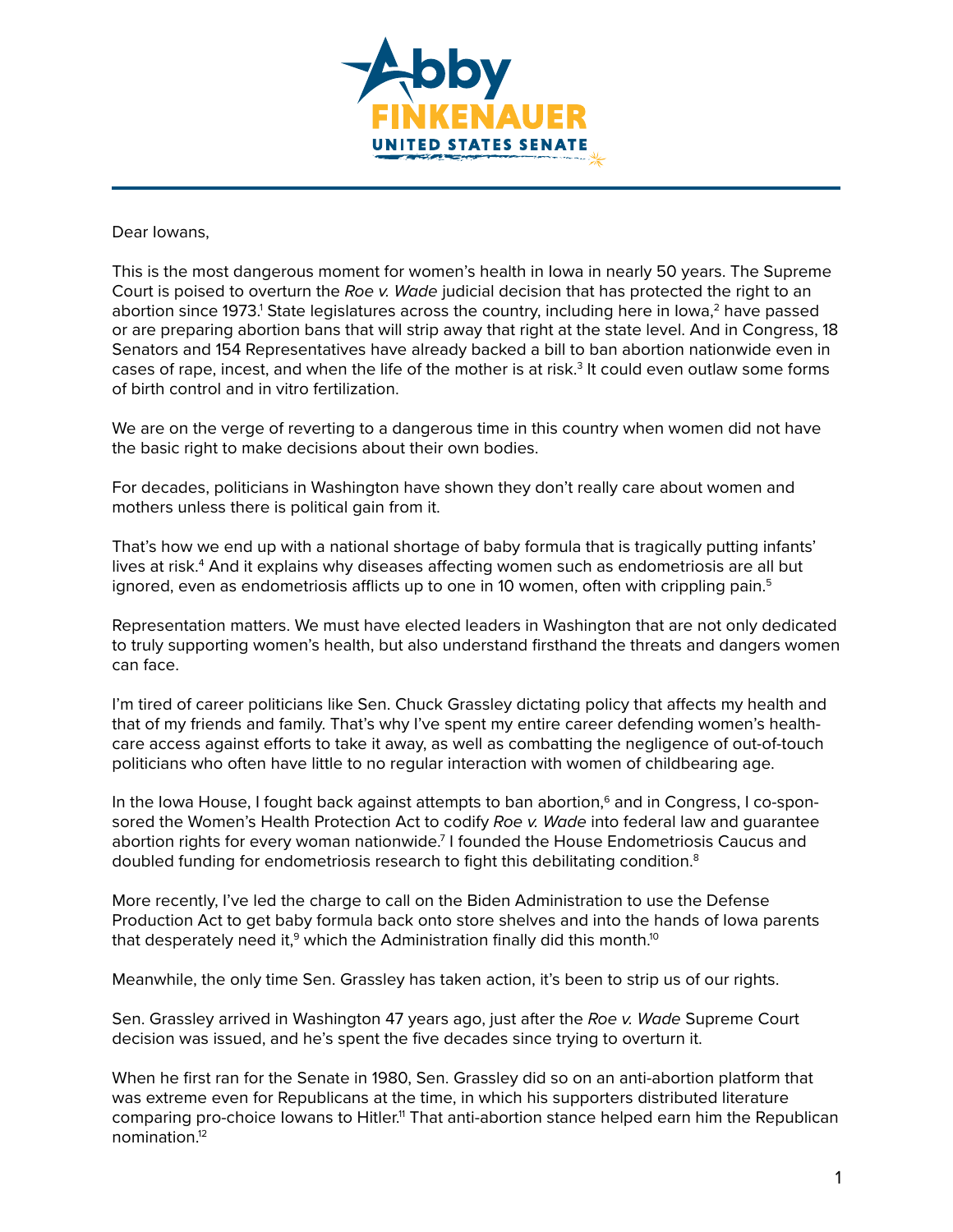Abby FINKENAUER UNITED STATES SENATE

Dear Iowans,

This is the most dangerous moment for women's health in Iowa in nearly 50 years. The Supreme Court is poised to overturn the *Roe v. Wade* judicial decision that has protected the right to an abortion since 1973.[1] State legislatures across the country, including here in Iowa,[2] have passed or are preparing abortion bans that will strip away that right at the state level. And in Congress, 18 Senators and 154 Representatives have already backed a bill to ban abortion nationwide even in cases of rape, incest, and when the life of the mother is at risk.[3] It could even outlaw some forms of birth control and in vitro fertilization.

We are on the verge of reverting to a dangerous time in this country when women did not have the basic right to make decisions about their own bodies.

For decades, politicians in Washington have shown they don't really care about women and mothers unless there is political gain from it.

That's how we end up with a national shortage of baby formula that is tragically putting infants' lives at risk.[4] And it explains why diseases affecting women such as endometriosis are all but ignored, even as endometriosis afflicts up to one in 10 women, often with crippling pain.[5]

Representation matters. We must have elected leaders in Washington that are not only dedicated to truly supporting women's health, but also understand firsthand the threats and dangers women can face.

I'm tired of career politicians like Sen. Chuck Grassley dictating policy that affects my health and that of my friends and family. That's why I've spent my entire career defending women's health-care access against efforts to take it away, as well as combatting the negligence of out-of-touch politicians who often have little to no regular interaction with women of childbearing age.

In the Iowa House, I fought back against attempts to ban abortion,[6] and in Congress, I co-sponsored the Women's Health Protection Act to codify *Roe v. Wade* into federal law and guarantee abortion rights for every woman nationwide.[7] I founded the House Endometriosis Caucus and doubled funding for endometriosis research to fight this debilitating condition.[8]

More recently, I've led the charge to call on the Biden Administration to use the Defense Production Act to get baby formula back onto store shelves and into the hands of Iowa parents that desperately need it,[9] which the Administration finally did this month.[10]

Meanwhile, the only time Sen. Grassley has taken action, it's been to strip us of our rights.

Sen. Grassley arrived in Washington 47 years ago, just after the *Roe v. Wade* Supreme Court decision was issued, and he's spent the five decades since trying to overturn it.

When he first ran for the Senate in 1980, Sen. Grassley did so on an anti-abortion platform that was extreme even for Republicans at the time, in which his supporters distributed literature comparing pro-choice Iowans to Hitler.[11] That anti-abortion stance helped earn him the Republican nomination.[12]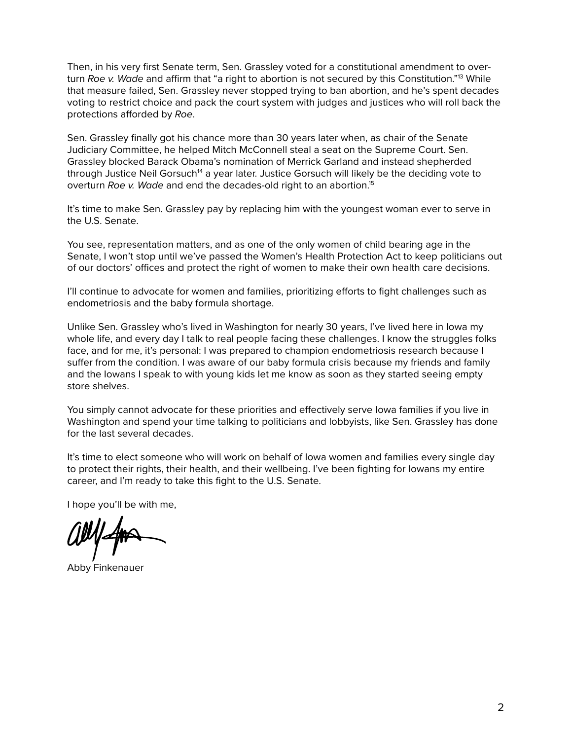Then, in his very first Senate term, Sen. Grassley voted for a constitutional amendment to overturn *Roe v. Wade* and affirm that "a right to abortion is not secured by this Constitution."[13] While that measure failed, Sen. Grassley never stopped trying to ban abortion, and he's spent decades voting to restrict choice and pack the court system with judges and justices who will roll back the protections afforded by *Roe*.

Sen. Grassley finally got his chance more than 30 years later when, as chair of the Senate Judiciary Committee, he helped Mitch McConnell steal a seat on the Supreme Court. Sen. Grassley blocked Barack Obama's nomination of Merrick Garland and instead shepherded through Justice Neil Gorsuch[14] a year later. Justice Gorsuch will likely be the deciding vote to overturn *Roe v. Wade* and end the decades-old right to an abortion.[15]

It's time to make Sen. Grassley pay by replacing him with the youngest woman ever to serve in the U.S. Senate.

You see, representation matters, and as one of the only women of child bearing age in the Senate, I won't stop until we've passed the Women's Health Protection Act to keep politicians out of our doctors' offices and protect the right of women to make their own health care decisions.

I'll continue to advocate for women and families, prioritizing efforts to fight challenges such as endometriosis and the baby formula shortage.

Unlike Sen. Grassley who's lived in Washington for nearly 30 years, I've lived here in Iowa my whole life, and every day I talk to real people facing these challenges. I know the struggles folks face, and for me, it's personal: I was prepared to champion endometriosis research because I suffer from the condition. I was aware of our baby formula crisis because my friends and family and the Iowans I speak to with young kids let me know as soon as they started seeing empty store shelves.

You simply cannot advocate for these priorities and effectively serve Iowa families if you live in Washington and spend your time talking to politicians and lobbyists, like Sen. Grassley has done for the last several decades.

It's time to elect someone who will work on behalf of Iowa women and families every single day to protect their rights, their health, and their wellbeing. I've been fighting for Iowans my entire career, and I'm ready to take this fight to the U.S. Senate.

I hope you'll be with me,

Abby Finkenauer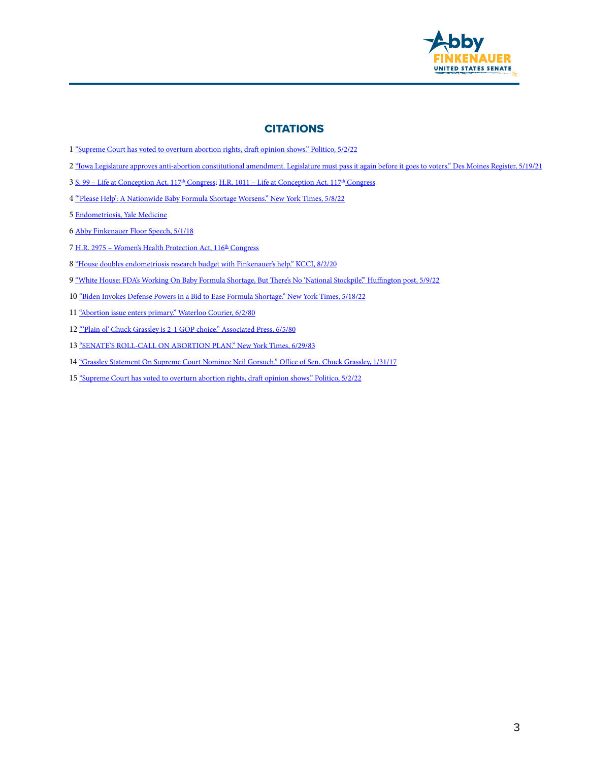## CITATIONS

1 "Supreme Court has voted to overturn abortion rights, draft opinion shows." Politico, 5/2/22

2 "Iowa Legislature approves anti-abortion constitutional amendment. Legislature must pass it again before it goes to voters." Des Moines Register, 5/19/21

3 S. 99 – Life at Conception Act, 117th Congress; H.R. 1011 – Life at Conception Act, 117th Congress

4 "'Please Help': A Nationwide Baby Formula Shortage Worsens." New York Times, 5/8/22

5 Endometriosis, Yale Medicine

6 Abby Finkenauer Floor Speech, 5/1/18

7 H.R. 2975 – Women's Health Protection Act, 116th Congress

8 "House doubles endometriosis research budget with Finkenauer's help." KCCI, 8/2/20

9 "White House: FDA's Working On Baby Formula Shortage, But There's No 'National Stockpile.'" Huffington post, 5/9/22

10 "Biden Invokes Defense Powers in a Bid to Ease Formula Shortage." New York Times, 5/18/22

11 "Abortion issue enters primary." Waterloo Courier, 6/2/80

12 "'Plain ol' Chuck Grassley is 2-1 GOP choice." Associated Press, 6/5/80

13 "SENATE'S ROLL-CALL ON ABORTION PLAN." New York Times, 6/29/83

14 "Grassley Statement On Supreme Court Nominee Neil Gorsuch." Office of Sen. Chuck Grassley, 1/31/17

15 "Supreme Court has voted to overturn abortion rights, draft opinion shows." Politico, 5/2/22